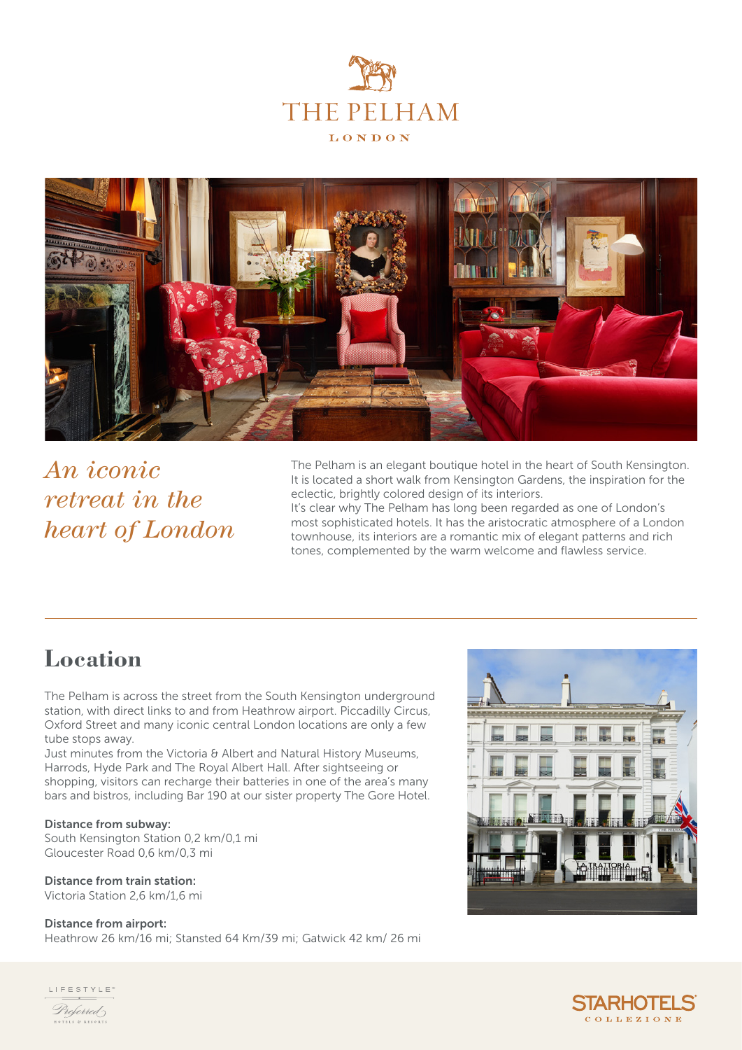# THE PELHAM

LONDON

## *An iconic retreat in the heart of London*

The Pelham is an elegant boutique hotel in the heart of South Kensington. It is located a short walk from Kensington Gardens, the inspiration for the eclectic, brightly colored design of its interiors.
It's clear why The Pelham has long been regarded as one of London's most sophisticated hotels. It has the aristocratic atmosphere of a London townhouse, its interiors are a romantic mix of elegant patterns and rich tones, complemented by the warm welcome and flawless service.

## Location

The Pelham is across the street from the South Kensington underground station, with direct links to and from Heathrow airport. Piccadilly Circus, Oxford Street and many iconic central London locations are only a few tube stops away.
Just minutes from the Victoria & Albert and Natural History Museums, Harrods, Hyde Park and The Royal Albert Hall. After sightseeing or shopping, visitors can recharge their batteries in one of the area's many bars and bistros, including Bar 190 at our sister property The Gore Hotel.

**Distance from subway:**
South Kensington Station 0,2 km/0,1 mi
Gloucester Road 0,6 km/0,3 mi

**Distance from train station:**
Victoria Station 2,6 km/1,6 mi

**Distance from airport:**
Heathrow 26 km/16 mi; Stansted 64 Km/39 mi; Gatwick 42 km/ 26 mi

LIFESTYLE Preferred HOTELS & RESORTS

STARHOTELS COLLEZIONE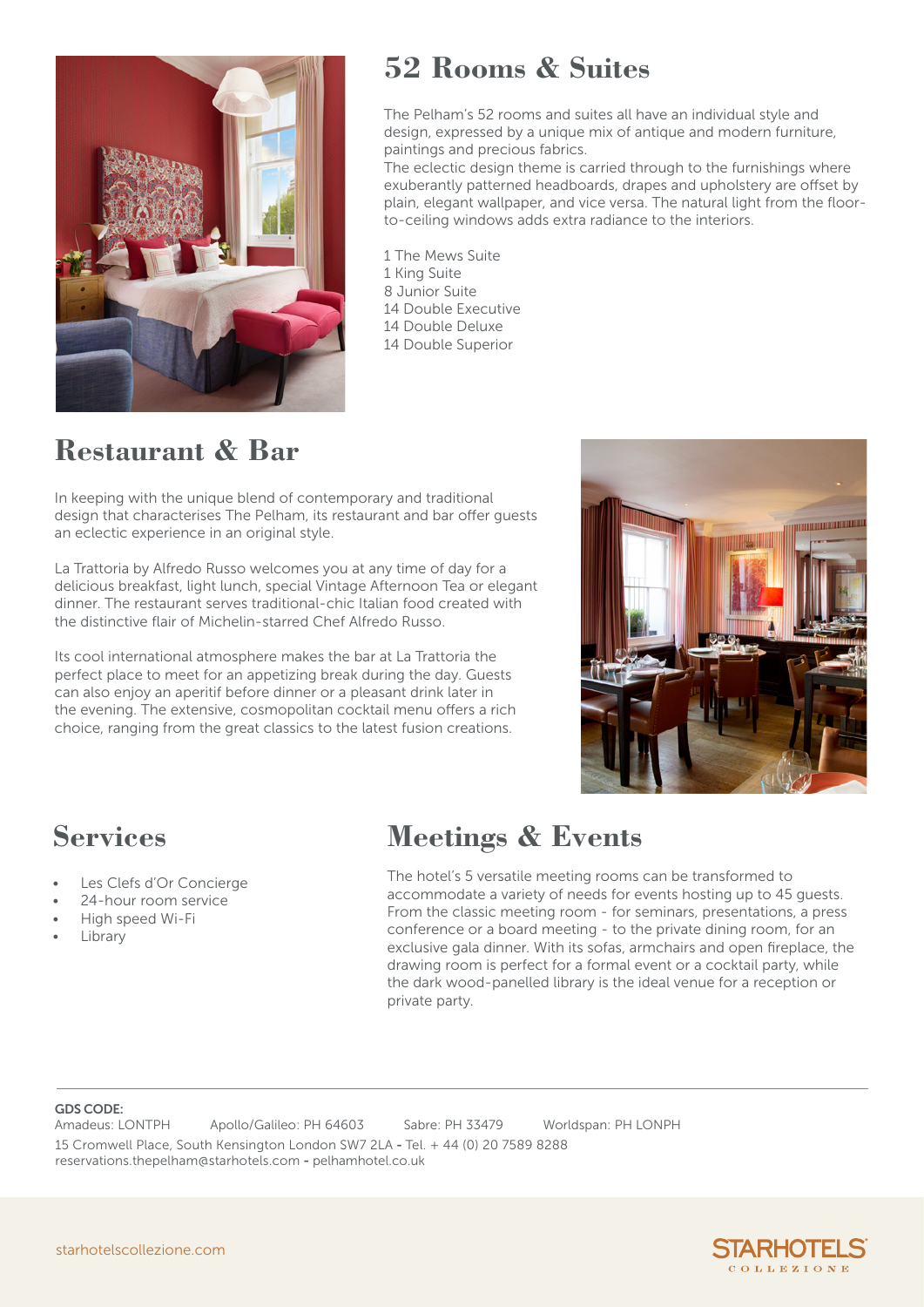## 52 Rooms & Suites

The Pelham's 52 rooms and suites all have an individual style and design, expressed by a unique mix of antique and modern furniture, paintings and precious fabrics.
The eclectic design theme is carried through to the furnishings where exuberantly patterned headboards, drapes and upholstery are offset by plain, elegant wallpaper, and vice versa. The natural light from the floor-to-ceiling windows adds extra radiance to the interiors.

1 The Mews Suite
1 King Suite
8 Junior Suite
14 Double Executive
14 Double Deluxe
14 Double Superior

## Restaurant & Bar

In keeping with the unique blend of contemporary and traditional design that characterises The Pelham, its restaurant and bar offer guests an eclectic experience in an original style.

La Trattoria by Alfredo Russo welcomes you at any time of day for a delicious breakfast, light lunch, special Vintage Afternoon Tea or elegant dinner. The restaurant serves traditional-chic Italian food created with the distinctive flair of Michelin-starred Chef Alfredo Russo.

Its cool international atmosphere makes the bar at La Trattoria the perfect place to meet for an appetizing break during the day. Guests can also enjoy an aperitif before dinner or a pleasant drink later in the evening. The extensive, cosmopolitan cocktail menu offers a rich choice, ranging from the great classics to the latest fusion creations.

## Services

- Les Clefs d'Or Concierge
- 24-hour room service
- High speed Wi-Fi
- Library

## Meetings & Events

The hotel's 5 versatile meeting rooms can be transformed to accommodate a variety of needs for events hosting up to 45 guests. From the classic meeting room - for seminars, presentations, a press conference or a board meeting - to the private dining room, for an exclusive gala dinner. With its sofas, armchairs and open fireplace, the drawing room is perfect for a formal event or a cocktail party, while the dark wood-panelled library is the ideal venue for a reception or private party.

**GDS CODE:**
Amadeus: LONTPH    Apollo/Galileo: PH 64603    Sabre: PH 33479    Worldspan: PH LONPH
15 Cromwell Place, South Kensington London SW7 2LA - Tel. + 44 (0) 20 7589 8288
reservations.thepelham@starhotels.com - pelhamhotel.co.uk

starhotelscollezione.com

STARHOTELS COLLEZIONE